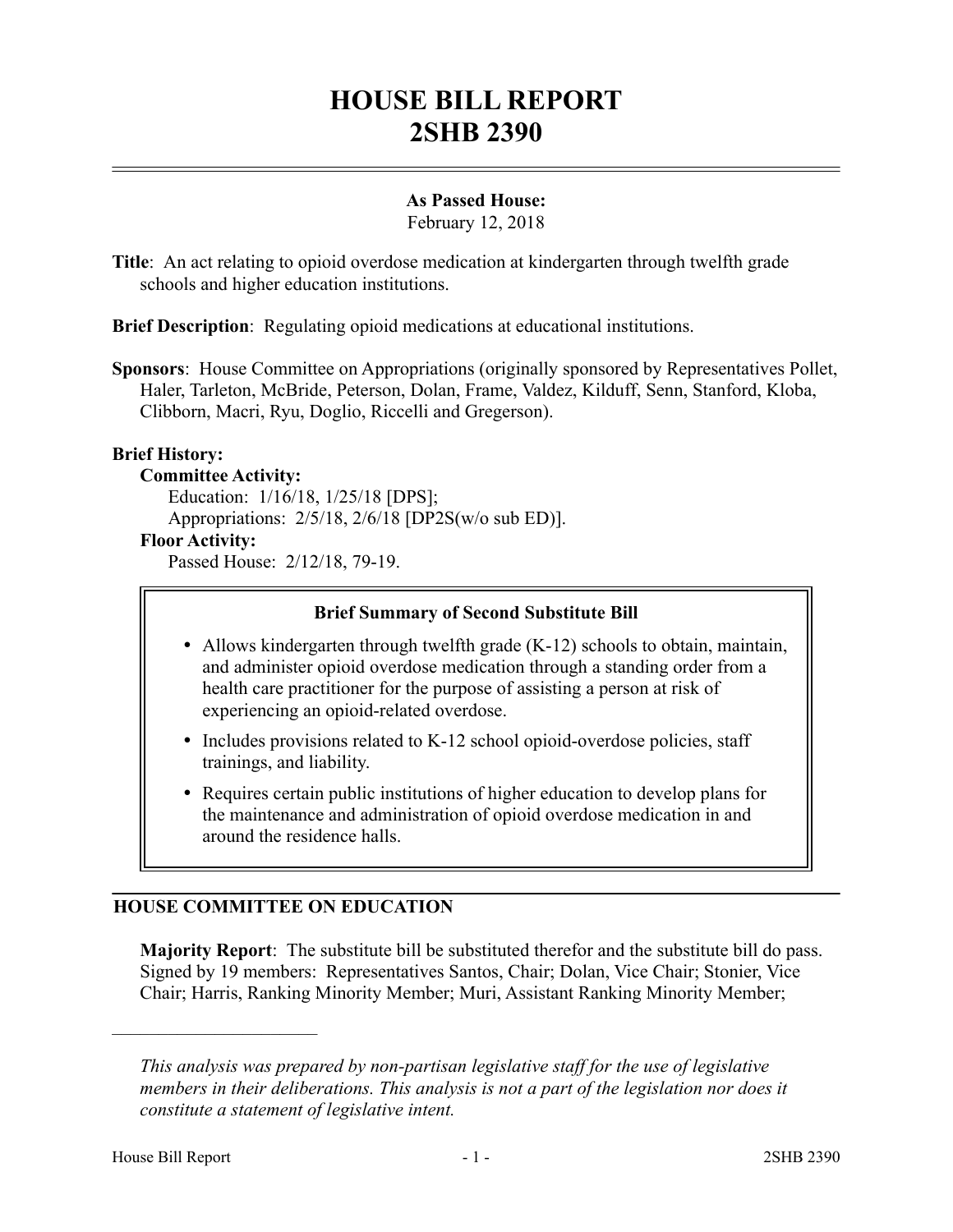# HOUSE BILL REPORT
# 2SHB 2390

**As Passed House:**
February 12, 2018

**Title**: An act relating to opioid overdose medication at kindergarten through twelfth grade schools and higher education institutions.

**Brief Description**: Regulating opioid medications at educational institutions.

**Sponsors**: House Committee on Appropriations (originally sponsored by Representatives Pollet, Haler, Tarleton, McBride, Peterson, Dolan, Frame, Valdez, Kilduff, Senn, Stanford, Kloba, Clibborn, Macri, Ryu, Doglio, Riccelli and Gregerson).

**Brief History:**

**Committee Activity:**

Education: 1/16/18, 1/25/18 [DPS];

Appropriations: 2/5/18, 2/6/18 [DP2S(w/o sub ED)].

**Floor Activity:**

Passed House: 2/12/18, 79-19.

**Brief Summary of Second Substitute Bill**

- Allows kindergarten through twelfth grade (K-12) schools to obtain, maintain, and administer opioid overdose medication through a standing order from a health care practitioner for the purpose of assisting a person at risk of experiencing an opioid-related overdose.
- Includes provisions related to K-12 school opioid-overdose policies, staff trainings, and liability.
- Requires certain public institutions of higher education to develop plans for the maintenance and administration of opioid overdose medication in and around the residence halls.

## HOUSE COMMITTEE ON EDUCATION

**Majority Report**: The substitute bill be substituted therefor and the substitute bill do pass. Signed by 19 members: Representatives Santos, Chair; Dolan, Vice Chair; Stonier, Vice Chair; Harris, Ranking Minority Member; Muri, Assistant Ranking Minority Member;

---

*This analysis was prepared by non-partisan legislative staff for the use of legislative members in their deliberations. This analysis is not a part of the legislation nor does it constitute a statement of legislative intent.*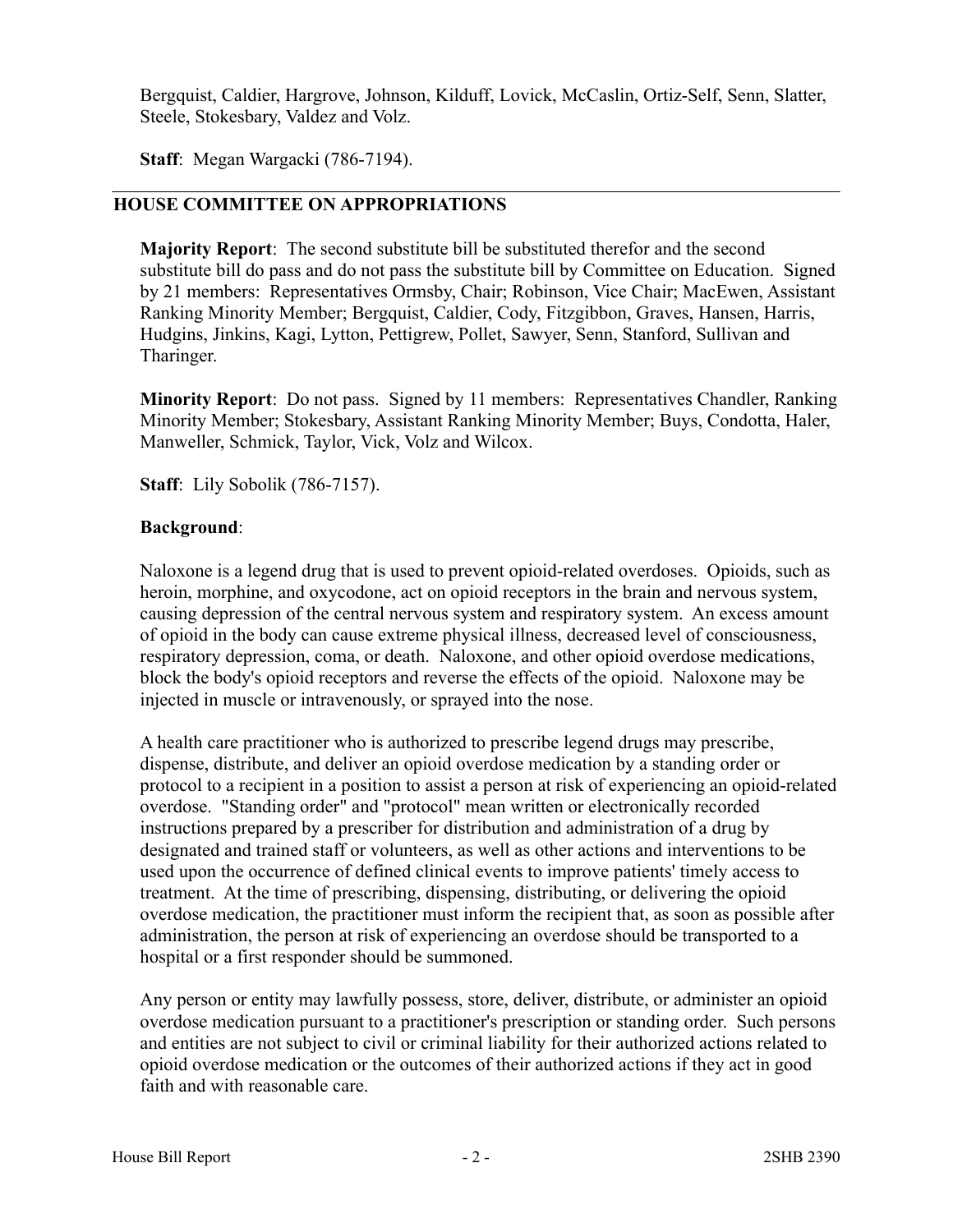Bergquist, Caldier, Hargrove, Johnson, Kilduff, Lovick, McCaslin, Ortiz-Self, Senn, Slatter, Steele, Stokesbary, Valdez and Volz.

**Staff**: Megan Wargacki (786-7194).

---

## HOUSE COMMITTEE ON APPROPRIATIONS

**Majority Report**: The second substitute bill be substituted therefor and the second substitute bill do pass and do not pass the substitute bill by Committee on Education. Signed by 21 members: Representatives Ormsby, Chair; Robinson, Vice Chair; MacEwen, Assistant Ranking Minority Member; Bergquist, Caldier, Cody, Fitzgibbon, Graves, Hansen, Harris, Hudgins, Jinkins, Kagi, Lytton, Pettigrew, Pollet, Sawyer, Senn, Stanford, Sullivan and Tharinger.

**Minority Report**: Do not pass. Signed by 11 members: Representatives Chandler, Ranking Minority Member; Stokesbary, Assistant Ranking Minority Member; Buys, Condotta, Haler, Manweller, Schmick, Taylor, Vick, Volz and Wilcox.

**Staff**: Lily Sobolik (786-7157).

**Background**:

Naloxone is a legend drug that is used to prevent opioid-related overdoses. Opioids, such as heroin, morphine, and oxycodone, act on opioid receptors in the brain and nervous system, causing depression of the central nervous system and respiratory system. An excess amount of opioid in the body can cause extreme physical illness, decreased level of consciousness, respiratory depression, coma, or death. Naloxone, and other opioid overdose medications, block the body's opioid receptors and reverse the effects of the opioid. Naloxone may be injected in muscle or intravenously, or sprayed into the nose.

A health care practitioner who is authorized to prescribe legend drugs may prescribe, dispense, distribute, and deliver an opioid overdose medication by a standing order or protocol to a recipient in a position to assist a person at risk of experiencing an opioid-related overdose. "Standing order" and "protocol" mean written or electronically recorded instructions prepared by a prescriber for distribution and administration of a drug by designated and trained staff or volunteers, as well as other actions and interventions to be used upon the occurrence of defined clinical events to improve patients' timely access to treatment. At the time of prescribing, dispensing, distributing, or delivering the opioid overdose medication, the practitioner must inform the recipient that, as soon as possible after administration, the person at risk of experiencing an overdose should be transported to a hospital or a first responder should be summoned.

Any person or entity may lawfully possess, store, deliver, distribute, or administer an opioid overdose medication pursuant to a practitioner's prescription or standing order. Such persons and entities are not subject to civil or criminal liability for their authorized actions related to opioid overdose medication or the outcomes of their authorized actions if they act in good faith and with reasonable care.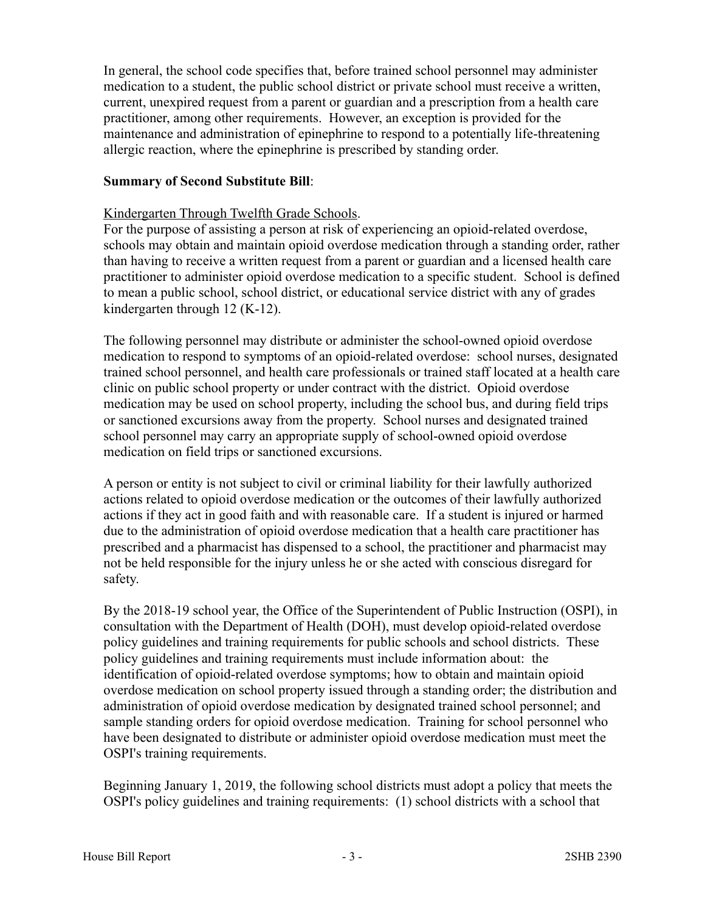In general, the school code specifies that, before trained school personnel may administer medication to a student, the public school district or private school must receive a written, current, unexpired request from a parent or guardian and a prescription from a health care practitioner, among other requirements. However, an exception is provided for the maintenance and administration of epinephrine to respond to a potentially life-threatening allergic reaction, where the epinephrine is prescribed by standing order.

**Summary of Second Substitute Bill**:

Kindergarten Through Twelfth Grade Schools.

For the purpose of assisting a person at risk of experiencing an opioid-related overdose, schools may obtain and maintain opioid overdose medication through a standing order, rather than having to receive a written request from a parent or guardian and a licensed health care practitioner to administer opioid overdose medication to a specific student. School is defined to mean a public school, school district, or educational service district with any of grades kindergarten through 12 (K-12).

The following personnel may distribute or administer the school-owned opioid overdose medication to respond to symptoms of an opioid-related overdose: school nurses, designated trained school personnel, and health care professionals or trained staff located at a health care clinic on public school property or under contract with the district. Opioid overdose medication may be used on school property, including the school bus, and during field trips or sanctioned excursions away from the property. School nurses and designated trained school personnel may carry an appropriate supply of school-owned opioid overdose medication on field trips or sanctioned excursions.

A person or entity is not subject to civil or criminal liability for their lawfully authorized actions related to opioid overdose medication or the outcomes of their lawfully authorized actions if they act in good faith and with reasonable care. If a student is injured or harmed due to the administration of opioid overdose medication that a health care practitioner has prescribed and a pharmacist has dispensed to a school, the practitioner and pharmacist may not be held responsible for the injury unless he or she acted with conscious disregard for safety.

By the 2018-19 school year, the Office of the Superintendent of Public Instruction (OSPI), in consultation with the Department of Health (DOH), must develop opioid-related overdose policy guidelines and training requirements for public schools and school districts. These policy guidelines and training requirements must include information about: the identification of opioid-related overdose symptoms; how to obtain and maintain opioid overdose medication on school property issued through a standing order; the distribution and administration of opioid overdose medication by designated trained school personnel; and sample standing orders for opioid overdose medication. Training for school personnel who have been designated to distribute or administer opioid overdose medication must meet the OSPI's training requirements.

Beginning January 1, 2019, the following school districts must adopt a policy that meets the OSPI's policy guidelines and training requirements: (1) school districts with a school that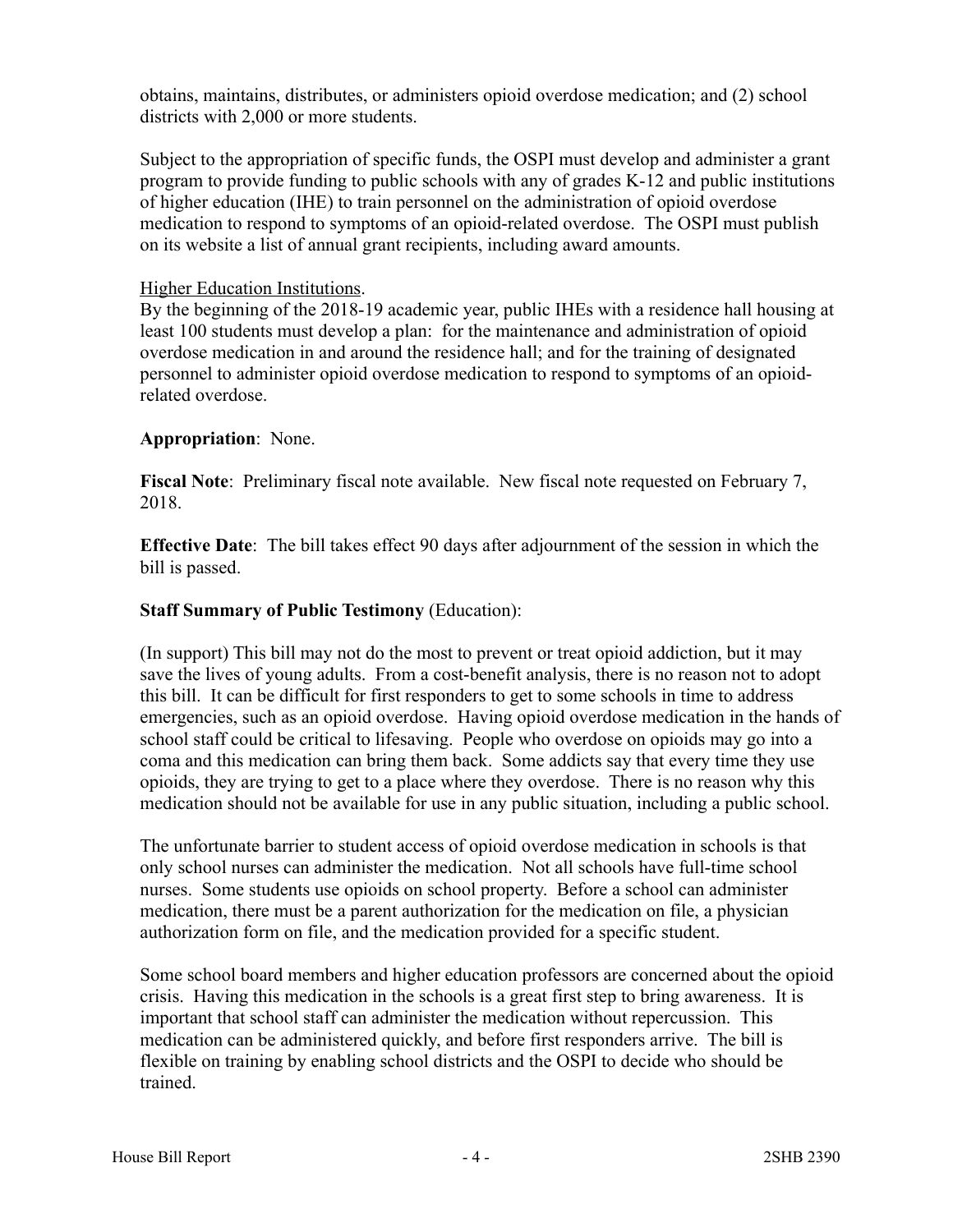obtains, maintains, distributes, or administers opioid overdose medication; and (2) school districts with 2,000 or more students.

Subject to the appropriation of specific funds, the OSPI must develop and administer a grant program to provide funding to public schools with any of grades K-12 and public institutions of higher education (IHE) to train personnel on the administration of opioid overdose medication to respond to symptoms of an opioid-related overdose. The OSPI must publish on its website a list of annual grant recipients, including award amounts.

Higher Education Institutions.

By the beginning of the 2018-19 academic year, public IHEs with a residence hall housing at least 100 students must develop a plan: for the maintenance and administration of opioid overdose medication in and around the residence hall; and for the training of designated personnel to administer opioid overdose medication to respond to symptoms of an opioid-related overdose.

**Appropriation**: None.

**Fiscal Note**: Preliminary fiscal note available. New fiscal note requested on February 7, 2018.

**Effective Date**: The bill takes effect 90 days after adjournment of the session in which the bill is passed.

**Staff Summary of Public Testimony** (Education):

(In support) This bill may not do the most to prevent or treat opioid addiction, but it may save the lives of young adults. From a cost-benefit analysis, there is no reason not to adopt this bill. It can be difficult for first responders to get to some schools in time to address emergencies, such as an opioid overdose. Having opioid overdose medication in the hands of school staff could be critical to lifesaving. People who overdose on opioids may go into a coma and this medication can bring them back. Some addicts say that every time they use opioids, they are trying to get to a place where they overdose. There is no reason why this medication should not be available for use in any public situation, including a public school.

The unfortunate barrier to student access of opioid overdose medication in schools is that only school nurses can administer the medication. Not all schools have full-time school nurses. Some students use opioids on school property. Before a school can administer medication, there must be a parent authorization for the medication on file, a physician authorization form on file, and the medication provided for a specific student.

Some school board members and higher education professors are concerned about the opioid crisis. Having this medication in the schools is a great first step to bring awareness. It is important that school staff can administer the medication without repercussion. This medication can be administered quickly, and before first responders arrive. The bill is flexible on training by enabling school districts and the OSPI to decide who should be trained.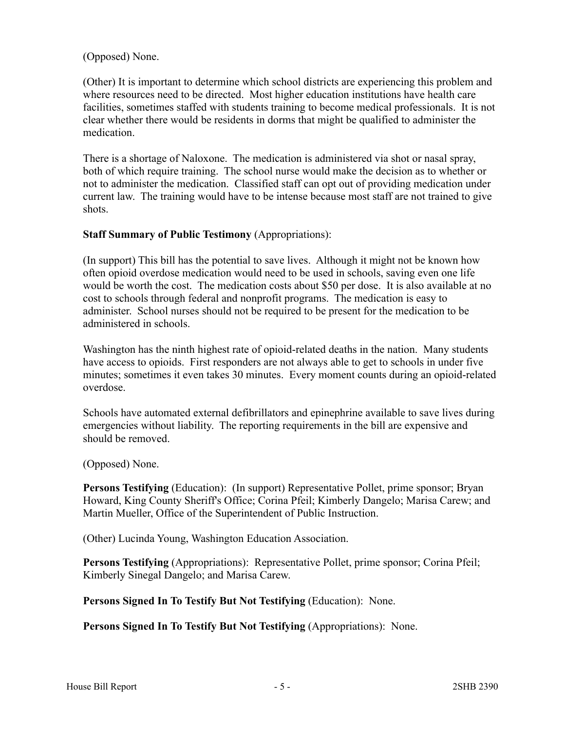(Opposed) None.

(Other) It is important to determine which school districts are experiencing this problem and where resources need to be directed. Most higher education institutions have health care facilities, sometimes staffed with students training to become medical professionals. It is not clear whether there would be residents in dorms that might be qualified to administer the medication.

There is a shortage of Naloxone. The medication is administered via shot or nasal spray, both of which require training. The school nurse would make the decision as to whether or not to administer the medication. Classified staff can opt out of providing medication under current law. The training would have to be intense because most staff are not trained to give shots.

**Staff Summary of Public Testimony** (Appropriations):

(In support) This bill has the potential to save lives. Although it might not be known how often opioid overdose medication would need to be used in schools, saving even one life would be worth the cost. The medication costs about $50 per dose. It is also available at no cost to schools through federal and nonprofit programs. The medication is easy to administer. School nurses should not be required to be present for the medication to be administered in schools.

Washington has the ninth highest rate of opioid-related deaths in the nation. Many students have access to opioids. First responders are not always able to get to schools in under five minutes; sometimes it even takes 30 minutes. Every moment counts during an opioid-related overdose.

Schools have automated external defibrillators and epinephrine available to save lives during emergencies without liability. The reporting requirements in the bill are expensive and should be removed.

(Opposed) None.

**Persons Testifying** (Education): (In support) Representative Pollet, prime sponsor; Bryan Howard, King County Sheriff's Office; Corina Pfeil; Kimberly Dangelo; Marisa Carew; and Martin Mueller, Office of the Superintendent of Public Instruction.

(Other) Lucinda Young, Washington Education Association.

**Persons Testifying** (Appropriations): Representative Pollet, prime sponsor; Corina Pfeil; Kimberly Sinegal Dangelo; and Marisa Carew.

**Persons Signed In To Testify But Not Testifying** (Education): None.

**Persons Signed In To Testify But Not Testifying** (Appropriations): None.